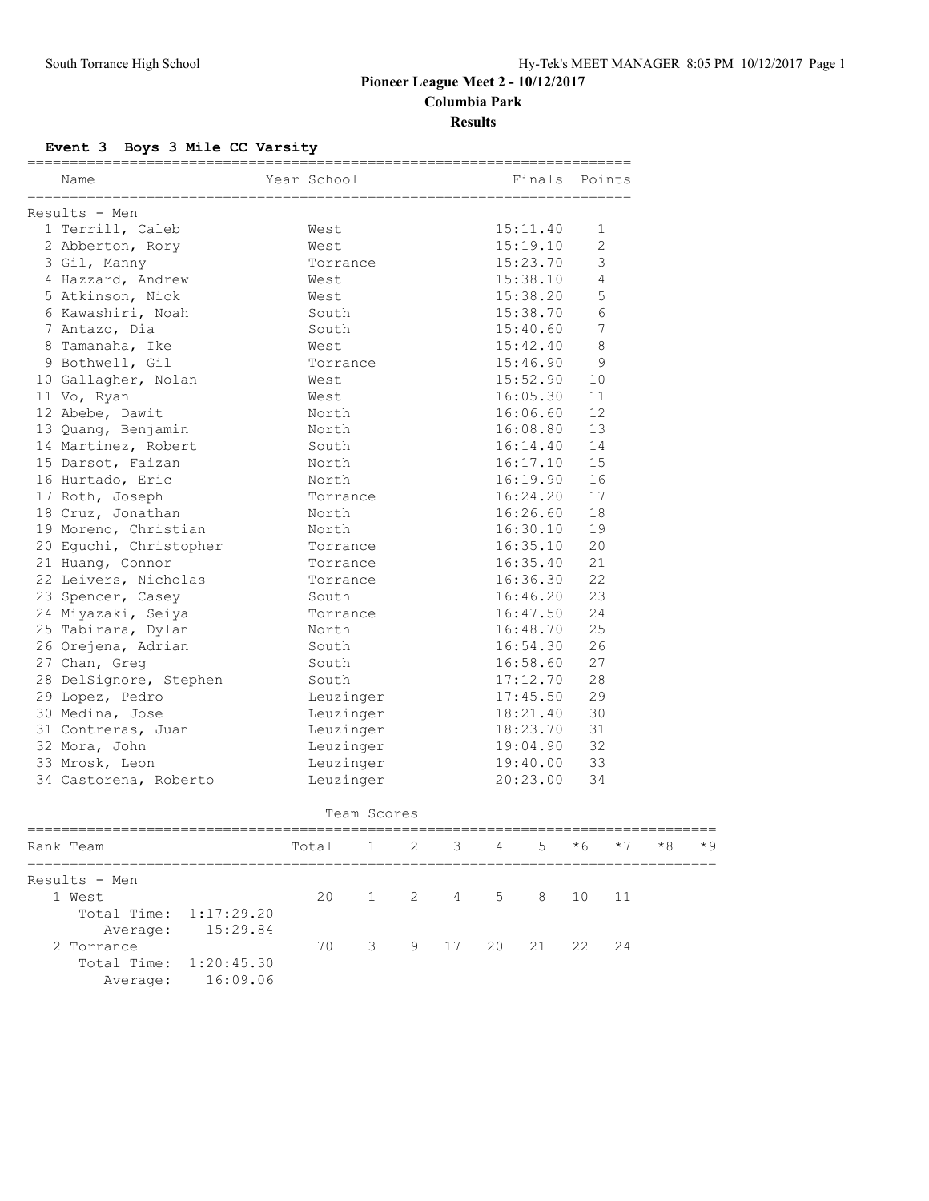# Pioneer League Meet 2 - 10/12/2017

**Columbia Park**

**Results**

### Event 3 Boys 3 Mile CC Varsity

| Name | Year | School | Finals | Points |
|---|---|---|---|---|
| **Results - Men** | | | | |
| 1 Terrill, Caleb | | West | 15:11.40 | 1 |
| 2 Abberton, Rory | | West | 15:19.10 | 2 |
| 3 Gil, Manny | | Torrance | 15:23.70 | 3 |
| 4 Hazzard, Andrew | | West | 15:38.10 | 4 |
| 5 Atkinson, Nick | | West | 15:38.20 | 5 |
| 6 Kawashiri, Noah | | South | 15:38.70 | 6 |
| 7 Antazo, Dia | | South | 15:40.60 | 7 |
| 8 Tamanaha, Ike | | West | 15:42.40 | 8 |
| 9 Bothwell, Gil | | Torrance | 15:46.90 | 9 |
| 10 Gallagher, Nolan | | West | 15:52.90 | 10 |
| 11 Vo, Ryan | | West | 16:05.30 | 11 |
| 12 Abebe, Dawit | | North | 16:06.60 | 12 |
| 13 Quang, Benjamin | | North | 16:08.80 | 13 |
| 14 Martinez, Robert | | South | 16:14.40 | 14 |
| 15 Darsot, Faizan | | North | 16:17.10 | 15 |
| 16 Hurtado, Eric | | North | 16:19.90 | 16 |
| 17 Roth, Joseph | | Torrance | 16:24.20 | 17 |
| 18 Cruz, Jonathan | | North | 16:26.60 | 18 |
| 19 Moreno, Christian | | North | 16:30.10 | 19 |
| 20 Eguchi, Christopher | | Torrance | 16:35.10 | 20 |
| 21 Huang, Connor | | Torrance | 16:35.40 | 21 |
| 22 Leivers, Nicholas | | Torrance | 16:36.30 | 22 |
| 23 Spencer, Casey | | South | 16:46.20 | 23 |
| 24 Miyazaki, Seiya | | Torrance | 16:47.50 | 24 |
| 25 Tabirara, Dylan | | North | 16:48.70 | 25 |
| 26 Orejena, Adrian | | South | 16:54.30 | 26 |
| 27 Chan, Greg | | South | 16:58.60 | 27 |
| 28 DelSignore, Stephen | | South | 17:12.70 | 28 |
| 29 Lopez, Pedro | | Leuzinger | 17:45.50 | 29 |
| 30 Medina, Jose | | Leuzinger | 18:21.40 | 30 |
| 31 Contreras, Juan | | Leuzinger | 18:23.70 | 31 |
| 32 Mora, John | | Leuzinger | 19:04.90 | 32 |
| 33 Mrosk, Leon | | Leuzinger | 19:40.00 | 33 |
| 34 Castorena, Roberto | | Leuzinger | 20:23.00 | 34 |

Team Scores

| Rank Team | Total | 1 | 2 | 3 | 4 | 5 | *6 | *7 | *8 | *9 |
|---|---|---|---|---|---|---|---|---|---|---|
| **Results - Men** | | | | | | | | | | |
| 1 West | 20 | 1 | 2 | 4 | 5 | 8 | 10 | 11 | | |
| Total Time: 1:17:29.20 | | | | | | | | | | |
| Average: 15:29.84 | | | | | | | | | | |
| 2 Torrance | 70 | 3 | 9 | 17 | 20 | 21 | 22 | 24 | | |
| Total Time: 1:20:45.30 | | | | | | | | | | |
| Average: 16:09.06 | | | | | | | | | | |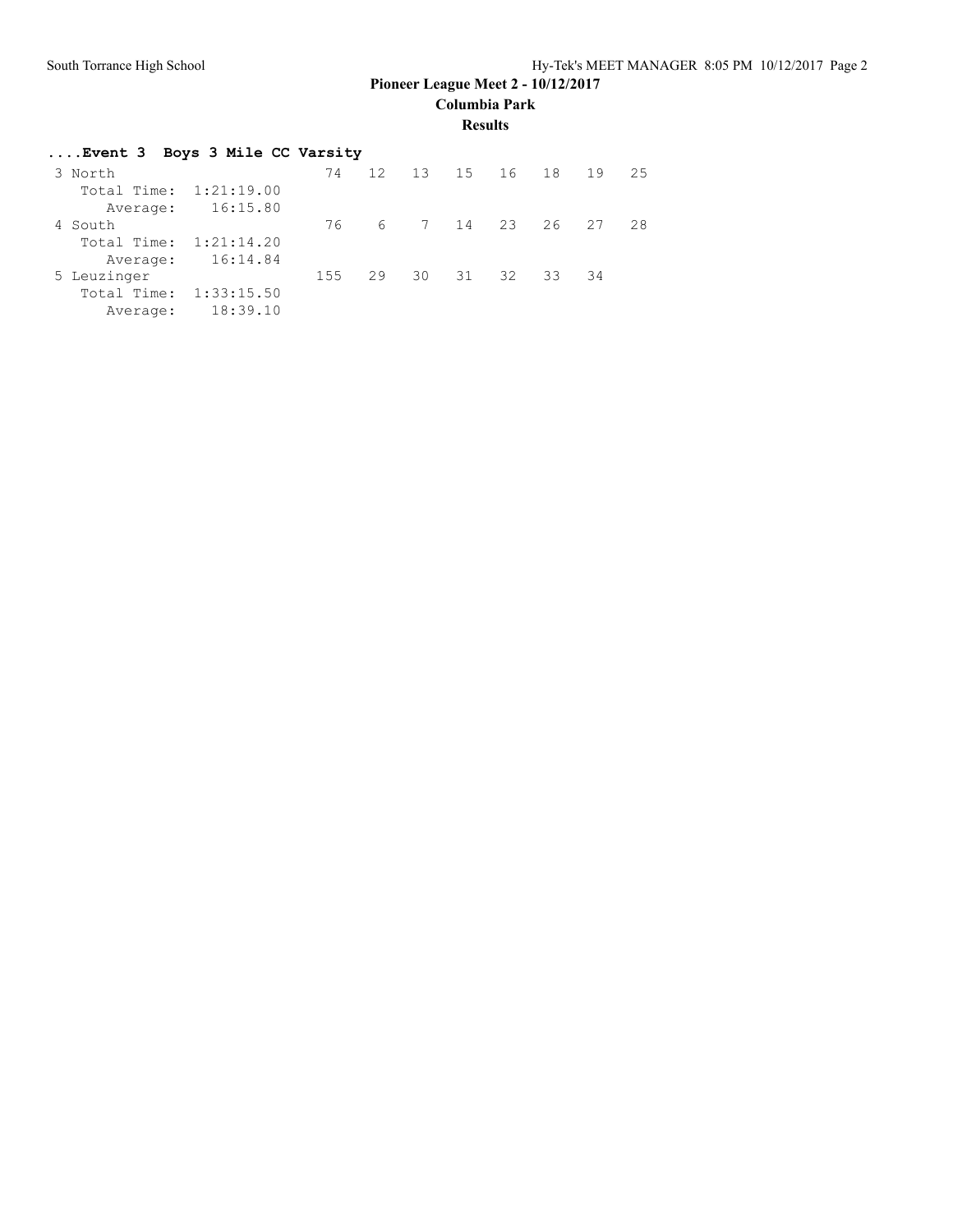## Pioneer League Meet 2 - 10/12/2017

**Columbia Park**

**Results**

### ....Event 3 Boys 3 Mile CC Varsity

| | | | | | | | | | |
|---|---|---|---|---|---|---|---|---|---|
| 3 North | | 74 | 12 | 13 | 15 | 16 | 18 | 19 | 25 |
| Total Time: | 1:21:19.00 | | | | | | | | |
| Average: | 16:15.80 | | | | | | | | |
| 4 South | | 76 | 6 | 7 | 14 | 23 | 26 | 27 | 28 |
| Total Time: | 1:21:14.20 | | | | | | | | |
| Average: | 16:14.84 | | | | | | | | |
| 5 Leuzinger | | 155 | 29 | 30 | 31 | 32 | 33 | 34 | |
| Total Time: | 1:33:15.50 | | | | | | | | |
| Average: | 18:39.10 | | | | | | | | |